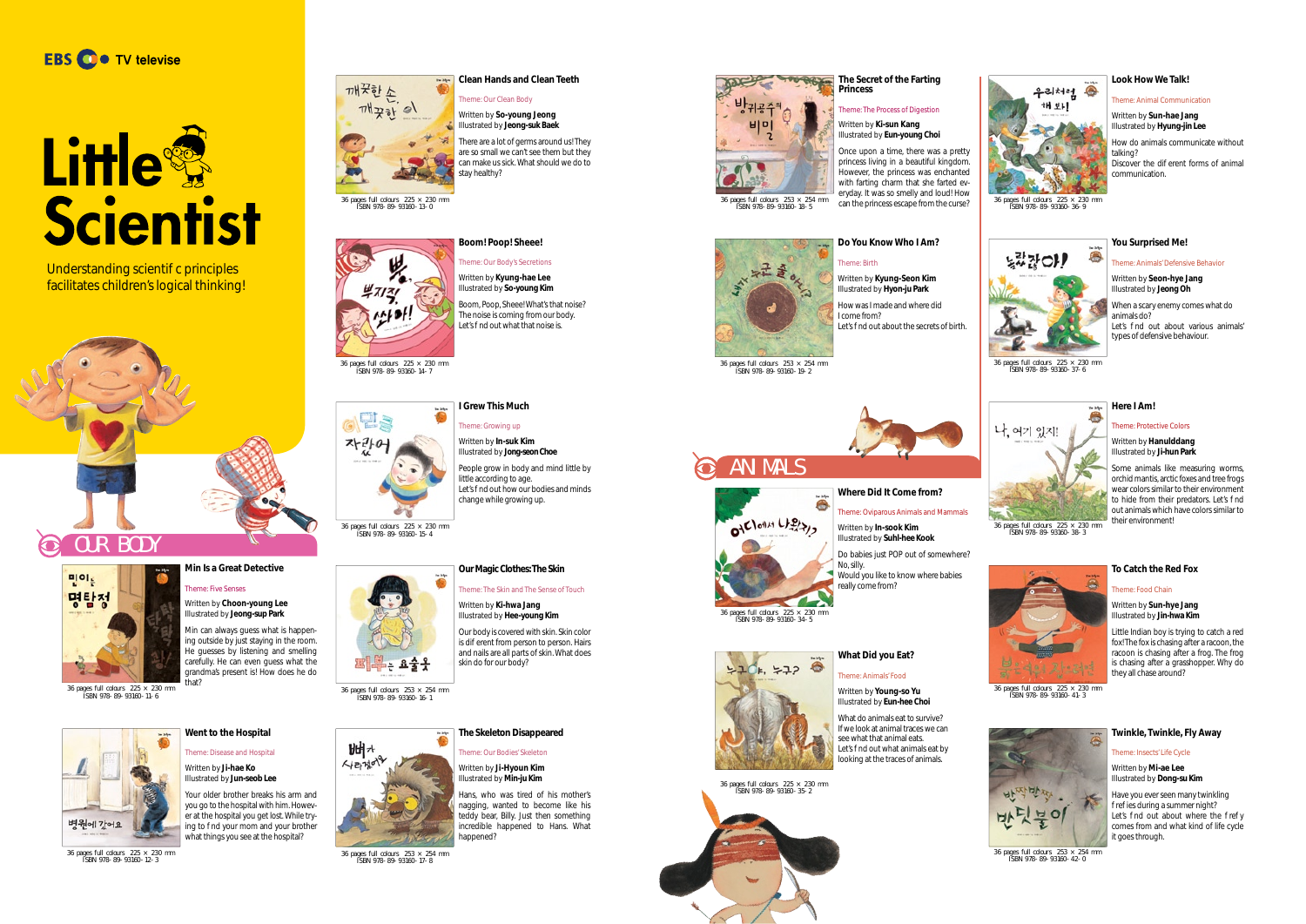EBS TV televise

# Little Scientist

Understanding scientif c principles facilitates children's logical thinking!

## OUR BODY

### Min Is a Great Detective

Theme: Five Senses

Written by **Choon-young Lee**
Illustrated by **Jeong-sup Park**

Min can always guess what is happening outside by just staying in the room. He guesses by listening and smelling carefully. He can even guess what the grandma's present is! How does he do that?

36 pages full colours 225 × 230 mm
ISBN 978- 89- 93160- 11- 6

### Went to the Hospital

Theme: Disease and Hospital

Written by **Ji-hae Ko**
Illustrated by **Jun-seob Lee**

Your older brother breaks his arm and you go to the hospital with him. However at the hospital you get lost. While trying to f nd your mom and your brother what things you see at the hospital?

36 pages full colours 225 × 230 mm
ISBN 978- 89- 93160- 12- 3

### Clean Hands and Clean Teeth

Theme: Our Clean Body

Written by **So-young Jeong**
Illustrated by **Jeong-suk Baek**

There are a lot of germs around us! They are so small we can't see them but they can make us sick. What should we do to stay healthy?

36 pages full colours 225 × 230 mm
ISBN 978- 89- 93160- 13- 0

### Boom! Poop! Sheee!

Theme: Our Body's Secretions

Written by **Kyung-hae Lee**
Illustrated by **So-young Kim**

Boom, Poop, Sheee! What's that noise? The noise is coming from our body. Let's f nd out what that noise is.

36 pages full colours 225 × 230 mm
ISBN 978- 89- 93160- 14- 7

### I Grew This Much

Theme: Growing up

Written by **In-suk Kim**
Illustrated by **Jong-seon Choe**

People grow in body and mind little by little according to age.
Let's f nd out how our bodies and minds change while growing up.

36 pages full colours 225 × 230 mm
ISBN 978- 89- 93160- 15- 4

### Our Magic Clothes: The Skin

Theme: The Skin and The Sense of Touch

Written by **Ki-hwa Jang**
Illustrated by **Hee-young Kim**

Our body is covered with skin. Skin color is dif erent from person to person. Hairs and nails are all parts of skin. What does skin do for our body?

36 pages full colours 253 × 254 mm
ISBN 978- 89- 93160- 16- 1

### The Skeleton Disappeared

Theme: Our Bodies' Skeleton

Written by **Ji-Hyoun Kim**
Illustrated by **Min-ju Kim**

Hans, who was tired of his mother's nagging, wanted to become like his teddy bear, Billy. Just then something incredible happened to Hans. What happened?

36 pages full colours 253 × 254 mm
ISBN 978- 89- 93160- 17- 8

### The Secret of the Farting Princess

Theme: The Process of Digestion

Written by **Ki-sun Kang**
Illustrated by **Eun-young Choi**

Once upon a time, there was a pretty princess living in a beautiful kingdom. However, the princess was enchanted with farting charm that she farted everyday. It was so smelly and loud! How can the princess escape from the curse?

36 pages full colours 253 × 254 mm
ISBN 978- 89- 93160- 18- 5

### Do You Know Who I Am?

Theme: Birth

Written by **Kyung-Seon Kim**
Illustrated by **Hyon-ju Park**

How was I made and where did I come from?
Let's f nd out about the secrets of birth.

36 pages full colours 253 × 254 mm
ISBN 978- 89- 93160- 19- 2

## ANIMALS

### Where Did It Come from?

Theme: Oviparous Animals and Mammals

Written by **In-sook Kim**
Illustrated by **Suhl-hee Kook**

Do babies just POP out of somewhere? No, silly.
Would you like to know where babies really come from?

36 pages full colours 225 × 230 mm
ISBN 978- 89- 93160- 34- 5

### What Did you Eat?

Theme: Animals' Food

Written by **Young-so Yu**
Illustrated by **Eun-hee Choi**

What do animals eat to survive? If we look at animal traces we can see what that animal eats.
Let's f nd out what animals eat by looking at the traces of animals.

36 pages full colours 225 × 230 mm
ISBN 978- 89- 93160- 35- 2

### Look How We Talk!

Theme: Animal Communication

Written by **Sun-hae Jang**
Illustrated by **Hyung-jin Lee**

How do animals communicate without talking?
Discover the dif erent forms of animal communication.

36 pages full colours 225 × 230 mm
ISBN 978- 89- 93160- 36- 9

### You Surprised Me!

Theme: Animals' Defensive Behavior

Written by **Seon-hye Jang**
Illustrated by **Jeong Oh**

When a scary enemy comes what do animals do?
Let's f nd out about various animals' types of defensive behaviour.

36 pages full colours 225 × 230 mm
ISBN 978- 89- 93160- 37- 6

### Here I Am!

Theme: Protective Colors

Written by **Hanulddang**
Illustrated by **Ji-hun Park**

Some animals like measuring worms, orchid mantis, arctic foxes and tree frogs wear colors similar to their environment to hide from their predators. Let's f nd out animals which have colors similar to their environment!

36 pages full colours 225 × 230 mm
ISBN 978- 89- 93160- 38- 3

### To Catch the Red Fox

Theme: Food Chain

Written by **Sun-hye Jang**
Illustrated by **Jin-hwa Kim**

Little Indian boy is trying to catch a red fox! The fox is chasing after a racoon, the racoon is chasing after a frog. The frog is chasing after a grasshopper. Why do they all chase around?

36 pages full colours 225 × 230 mm
ISBN 978- 89- 93160- 41- 3

### Twinkle, Twinkle, Fly Away

Theme: Insects' Life Cycle

Written by **Mi-ae Lee**
Illustrated by **Dong-su Kim**

Have you ever seen many twinkling f ref ies during a summer night?
Let's f nd out about where the f ref y comes from and what kind of life cycle it goes through.

36 pages full colours 253 × 254 mm
ISBN 978- 89- 93160- 42- 0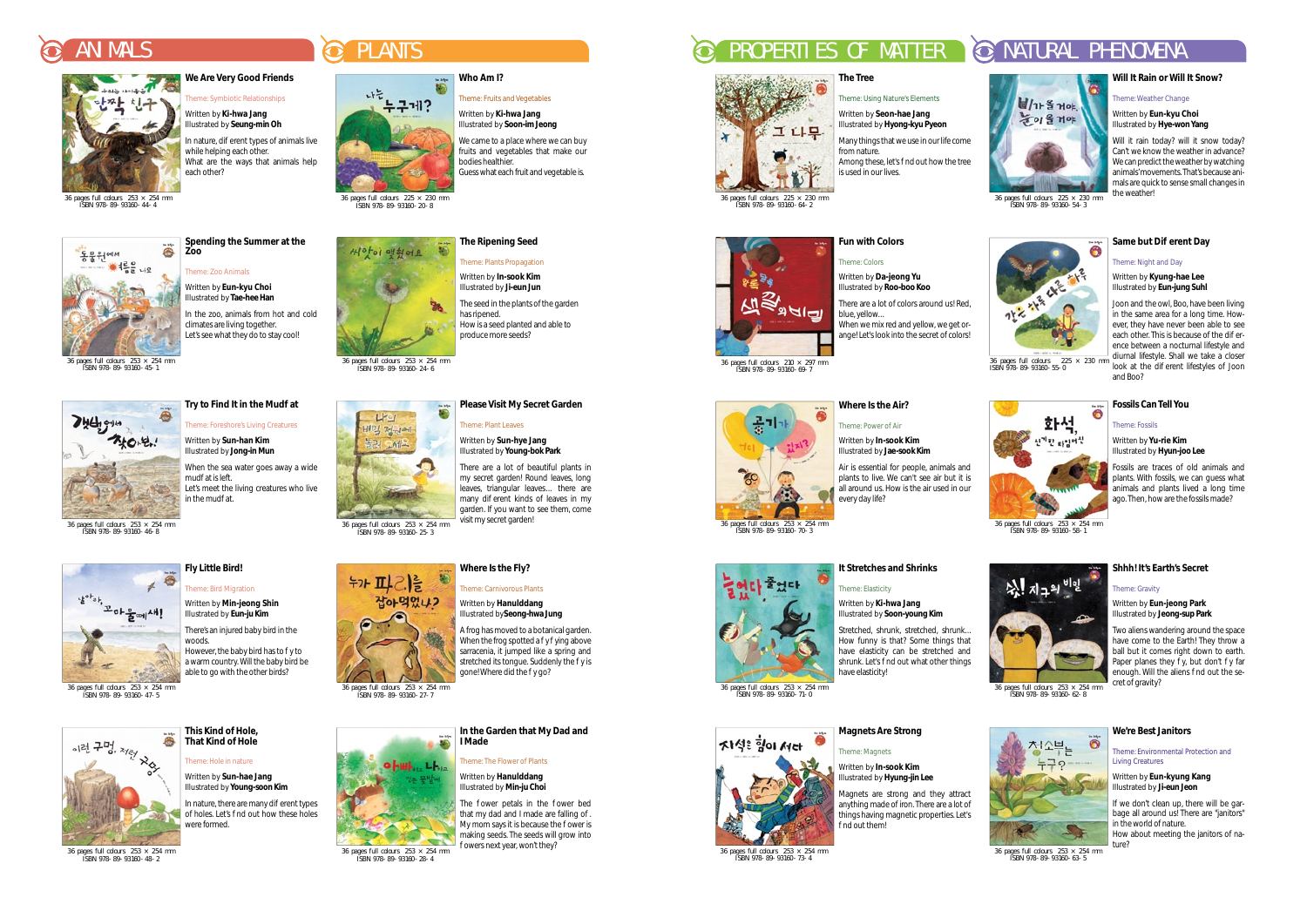# ANIMALS

### We Are Very Good Friends

Theme: Symbiotic Relationships

Written by **Ki-hwa Jang**
Illustrated by **Seung-min Oh**

In nature, different types of animals live while helping each other.
What are the ways that animals help each other?

36 pages full colours 253 × 254 mm
ISBN 978-89-93160-44-4

### Spending the Summer at the Zoo

Theme: Zoo Animals

Written by **Eun-kyu Choi**
Illustrated by **Tae-hee Han**

In the zoo, animals from hot and cold climates are living together.
Let's see what they do to stay cool!

36 pages full colours 253 × 254 mm
ISBN 978-89-93160-45-1

### Try to Find It in the Mudflat

Theme: Foreshore's Living Creatures

Written by **Sun-han Kim**
Illustrated by **Jong-in Mun**

When the sea water goes away a wide mudflat is left.
Let's meet the living creatures who live in the mudflat.

36 pages full colours 253 × 254 mm
ISBN 978-89-93160-46-8

### Fly Little Bird!

Theme: Bird Migration

Written by **Min-jeong Shin**
Illustrated by **Eun-ju Kim**

There's an injured baby bird in the woods.
However, the baby bird has to fly to a warm country. Will the baby bird be able to go with the other birds?

36 pages full colours 253 × 254 mm
ISBN 978-89-93160-47-5

### This Kind of Hole, That Kind of Hole

Theme: Hole in nature

Written by **Sun-hae Jang**
Illustrated by **Young-soon Kim**

In nature, there are many different types of holes. Let's find out how these holes were formed.

36 pages full colours 253 × 254 mm
ISBN 978-89-93160-48-2

# PLANTS

### Who Am I?

Theme: Fruits and Vegetables

Written by **Ki-hwa Jang**
Illustrated by **Soon-im Jeong**

We came to a place where we can buy fruits and vegetables that make our bodies healthier.
Guess what each fruit and vegetable is.

36 pages full colours 225 × 230 mm
ISBN 978-89-93160-20-8

### The Ripening Seed

Theme: Plants Propagation

Written by **In-sook Kim**
Illustrated by **Ji-eun Jun**

The seed in the plants of the garden has ripened.
How is a seed planted and able to produce more seeds?

36 pages full colours 253 × 254 mm
ISBN 978-89-93160-24-6

### Please Visit My Secret Garden

Theme: Plant Leaves

Written by **Sun-hye Jang**
Illustrated by **Young-bok Park**

There are a lot of beautiful plants in my secret garden! Round leaves, long leaves, triangular leaves… there are many different kinds of leaves in my garden. If you want to see them, come visit my secret garden!

36 pages full colours 253 × 254 mm
ISBN 978-89-93160-25-3

### Where Is the Fly?

Theme: Carnivorous Plants

Written by **Hanulddang**
Illustrated by **Seong-hwa Jung**

A frog has moved to a botanical garden. When the frog spotted a fly flying above sarracenia, it jumped like a spring and stretched its tongue. Suddenly the fly is gone! Where did the fly go?

36 pages full colours 253 × 254 mm
ISBN 978-89-93160-27-7

### In the Garden that My Dad and I Made

Theme: The Flower of Plants

Written by **Hanulddang**
Illustrated by **Min-ju Choi**

The flower petals in the flower bed that my dad and I made are falling off. My mom says it is because the flower is making seeds. The seeds will grow into flowers next year, won't they?

36 pages full colours 253 × 254 mm
ISBN 978-89-93160-28-4

# PROPERTIES OF MATTER

### The Tree

Theme: Using Nature's Elements

Written by **Seon-hae Jang**
Illustrated by **Hyong-kyu Pyeon**

Many things that we use in our life come from nature.
Among these, let's find out how the tree is used in our lives.

36 pages full colours 225 × 230 mm
ISBN 978-89-93160-64-2

### Fun with Colors

Theme: Colors

Written by **Da-jeong Yu**
Illustrated by **Roo-boo Koo**

There are a lot of colors around us! Red, blue, yellow…
What do we get when we mix red and yellow, we get orange! Let's look into the secret of colors!

36 pages full colours 210 × 297 mm
ISBN 978-89-93160-69-7

### Where Is the Air?

Theme: Power of Air

Written by **In-sook Kim**
Illustrated by **Jae-sook Kim**

Air is essential for people, animals and plants to live. We can't see air but it is all around us. How is the air used in our every day life?

36 pages full colours 253 × 254 mm
ISBN 978-89-93160-70-3

### It Stretches and Shrinks

Theme: Elasticity

Written by **Ki-hwa Jang**
Illustrated by **Soon-young Kim**

Stretched, shrunk, stretched, shrunk… How funny is that? Some things that have elasticity can be stretched and shrunk. Let's find out what other things have elasticity!

36 pages full colours 253 × 254 mm
ISBN 978-89-93160-71-0

### Magnets Are Strong

Theme: Magnets

Written by **In-sook Kim**
Illustrated by **Hyung-jin Lee**

Magnets are strong and they attract anything made of iron. There are a lot of things having magnetic properties. Let's find out them!

36 pages full colours 253 × 254 mm
ISBN 978-89-93160-73-4

# NATURAL PHENOMENA

### Will It Rain or Will It Snow?

Theme: Weather Change

Written by **Eun-kyu Choi**
Illustrated by **Hye-won Yang**

Will it rain today? will it snow today? Can't we know the weather in advance? We can predict the weather by watching animals' movements. That's because animals are quick to sense small changes in the weather!

36 pages full colours 225 × 230 mm
ISBN 978-89-93160-54-3

### Same but Different Day

Theme: Night and Day

Written by **Kyung-hae Lee**
Illustrated by **Eun-jung Suhl**

Joon and the owl, Boo, have been living in the same area for a long time. However, they have never been able to see each other. This is because of the difference between a nocturnal lifestyle and diurnal lifestyle. Shall we take a closer look at the different lifestyles of Joon and Boo?

36 pages full colours 225 × 230 mm
ISBN 978-89-93160-55-0

### Fossils Can Tell You

Theme: Fossils

Written by **Yu-rie Kim**
Illustrated by **Hyun-joo Lee**

Fossils are traces of old animals and plants. With fossils, we can guess what animals and plants lived a long time ago. Then, how are the fossils made?

36 pages full colours 253 × 254 mm
ISBN 978-89-93160-58-1

### Shhh! It's Earth's Secret

Theme: Gravity

Written by **Eun-jeong Park**
Illustrated by **Jeong-sup Park**

Two aliens wandering around the space have come to the Earth! They throw a ball but it comes right down to earth. Paper planes they fly, but don't fly far enough. Will the aliens find out the secret of gravity?

36 pages full colours 253 × 254 mm
ISBN 978-89-93160-62-8

### We're Best Janitors

Theme: Environmental Protection and Living Creatures

Written by **Eun-kyung Kang**
Illustrated by **Ji-eun Jeon**

If we don't clean up, there will be garbage all around us! There are "janitors" in the world of nature.
How about meeting the janitors of nature?

36 pages full colours 253 × 254 mm
ISBN 978-89-93160-63-5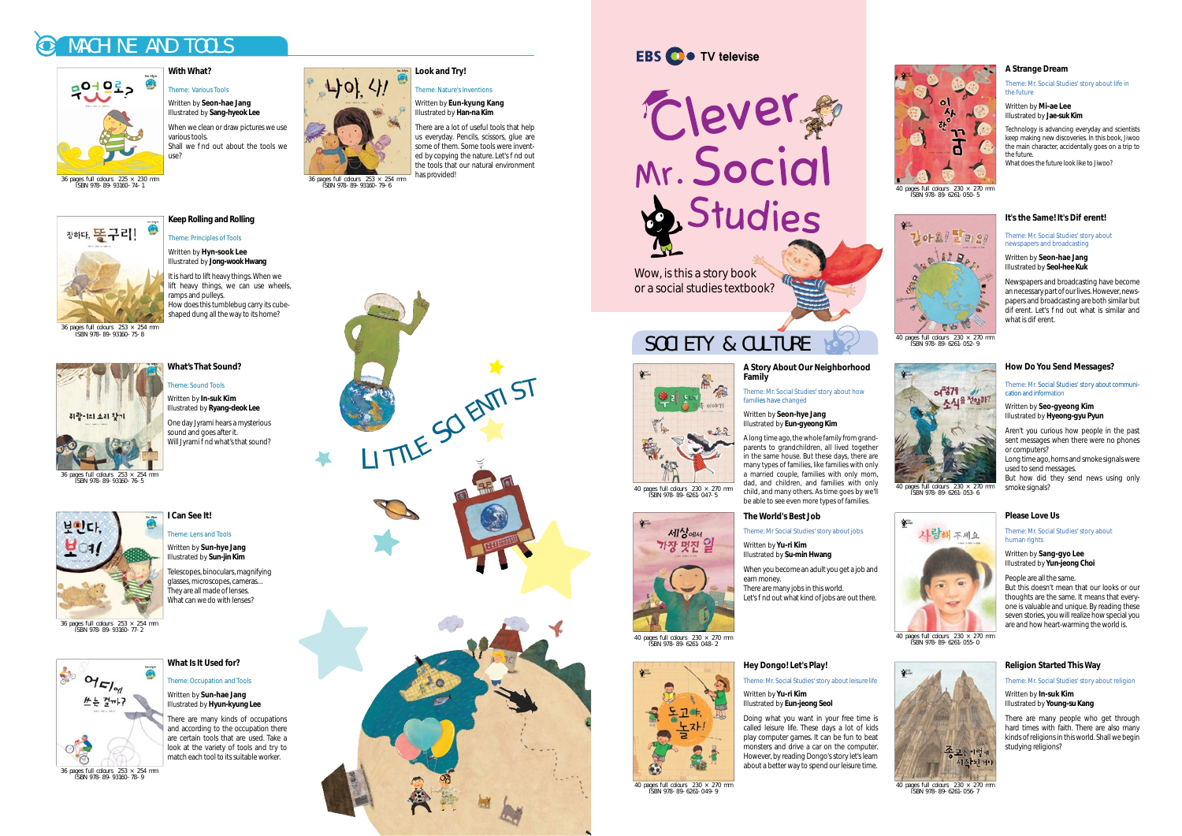# MACHINE AND TOOLS

### With What?

Theme: Various Tools

Written by **Seon-hae Jang**
Illustrated by **Sang-hyeok Lee**

When we clean or draw pictures we use various tools.
Shall we find out about the tools we use?

36 pages full colours 225 × 230 mm
ISBN 978-89-93160-74-1

### Look and Try!

Theme: Nature's Inventions

Written by **Eun-kyung Kang**
Illustrated by **Han-na Kim**

There are a lot of useful tools that help us everyday. Pencils, scissors, glue are some of them. Some tools were invented by copying the nature. Let's find out the tools that our natural environment has provided!

36 pages full colours 253 × 254 mm
ISBN 978-89-93160-79-6

### Keep Rolling and Rolling

Theme: Principles of Tools

Written by **Hyn-sook Lee**
Illustrated by **Jong-wook Hwang**

It is hard to lift heavy things. When we lift heavy things, we can use wheels, ramps and pulleys.
How does this tumblebug carry its cube-shaped dung all the way to its home?

36 pages full colours 253 × 254 mm
ISBN 978-89-93160-75-8

### What's That Sound?

Theme: Sound Tools

Written by **In-suk Kim**
Illustrated by **Ryang-deok Lee**

One day Jyrami hears a mysterious sound and goes after it.
Will Jyrami find what's that sound?

36 pages full colours 253 × 254 mm
ISBN 978-89-93160-76-5

### I Can See It!

Theme: Lens and Tools

Written by **Sun-hye Jang**
Illustrated by **Sun-jin Kim**

Telescopes, binoculars, magnifying glasses, microscopes, cameras...
They are all made of lenses.
What can we do with lenses?

36 pages full colours 253 × 254 mm
ISBN 978-89-93160-77-2

### What Is It Used for?

Theme: Occupation and Tools

Written by **Sun-hae Jang**
Illustrated by **Hyun-kyung Lee**

There are many kinds of occupations and according to the occupation there are certain tools that are used. Take a look at the variety of tools and try to match each tool to its suitable worker.

36 pages full colours 253 × 254 mm
ISBN 978-89-93160-78-9

LITTLE SCIENTIST

---

EBS TV televise

# Clever Mr. Social Studies

Wow, is this a story book or a social studies textbook?

# SOCIETY & CULTURE

### A Story About Our Neighborhood Family

Theme: Mr. Social Studies' story about how families have changed

Written by **Seon-hye Jang**
Illustrated by **Eun-gyeong Kim**

A long time ago, the whole family from grandparents to grandchildren, all lived together in the same house. But these days, there are many types of families, like families with only a married couple, families with only mom, dad, and children, and families with only child, and many others. As time goes by we'll be able to see even more types of families.

40 pages full colours 230 × 270 mm
ISBN 978-89-6261-047-5

### The World's Best Job

Theme: Mr Social Studies' story about jobs

Written by **Yu-ri Kim**
Illustrated by **Su-min Hwang**

When you become an adult you get a job and earn money.
There are many jobs in this world.
Let's find out what kind of jobs are out there.

40 pages full colours 230 × 270 mm
ISBN 978-89-6261-048-2

### Hey Dongo! Let's Play!

Theme: Mr. Social Studies' story about leisure life

Written by **Yu-ri Kim**
Illustrated by **Eun-jeong Seol**

Doing what you want in your free time is called leisure life. These days a lot of kids play computer games. It can be fun to beat monsters and drive a car on the computer. However, by reading Dongo's story let's learn about a better way to spend our leisure time.

40 pages full colours 230 × 270 mm
ISBN 978-89-6261-049-9

### A Strange Dream

Theme: Mr. Social Studies' story about life in the future

Written by **Mi-ae Lee**
Illustrated by **Jae-suk Kim**

Technology is advancing everyday and scientists keep making new discoveries. In this book, Jiwoo the main character, accidentally goes on a trip to the future.
What does the future look like to Jiwoo?

40 pages full colours 230 × 270 mm
ISBN 978-89-6261-050-5

### It's the Same! It's Different!

Theme: Mr. Social Studies' story about newspapers and broadcasting

Written by **Seon-hae Jang**
Illustrated by **Seol-hee Kuk**

Newspapers and broadcasting have become an necessary part of our lives. However, newspapers and broadcasting are both similar but different. Let's find out what is similar and what is different.

40 pages full colours 230 × 270 mm
ISBN 978-89-6261-052-9

### How Do You Send Messages?

Theme: Mr. Social Studies' story about communication and information

Written by **Seo-gyeong Kim**
Illustrated by **Hyeong-gyu Pyun**

Aren't you curious how people in the past sent messages when there were no phones or computers?
Long time ago, horns and smoke signals were used to send messages.
But how did they send news using only smoke signals?

40 pages full colours 230 × 270 mm
ISBN 978-89-6261-053-6

### Please Love Us

Theme: Mr. Social Studies' story about human rights

Written by **Sang-gyo Lee**
Illustrated by **Yun-jeong Choi**

People are all the same.
But this doesn't mean that our looks or our thoughts are the same. It means that everyone is valuable and unique. By reading these seven stories, you will realize how special you are and how heart-warming the world is.

40 pages full colours 230 × 270 mm
ISBN 978-89-6261-055-0

### Religion Started This Way

Theme: Mr. Social Studies' story about religion

Written by **In-suk Kim**
Illustrated by **Young-su Kang**

There are many people who get through hard times with faith. There are also many kinds of religions in this world. Shall we begin studying religions?

40 pages full colours 230 × 270 mm
ISBN 978-89-6261-056-7